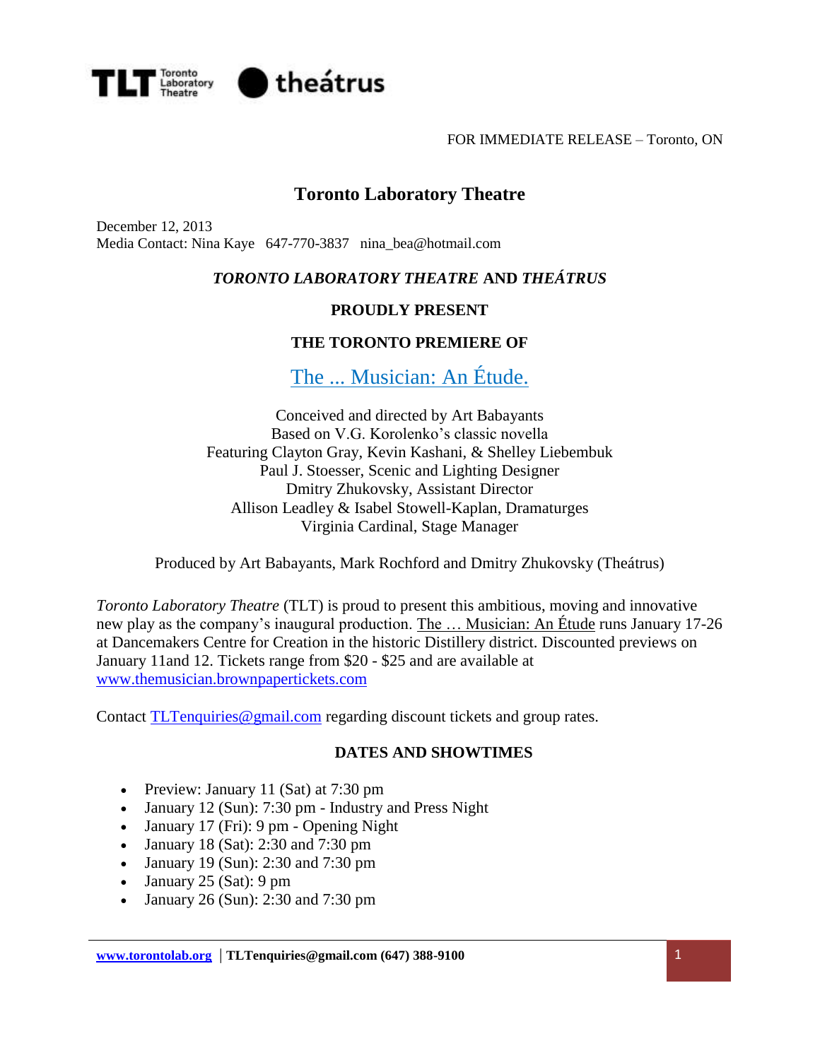FOR IMMEDIATE RELEASE – Toronto, ON

# Toronto Laboratory Theatre

December 12, 2013
Media Contact: Nina Kaye 647-770-3837 nina_bea@hotmail.com

***TORONTO LABORATORY THEATRE* AND *THEÁTRUS***

**PROUDLY PRESENT**

**THE TORONTO PREMIERE OF**

## The ... Musician: An Étude.

Conceived and directed by Art Babayants
Based on V.G. Korolenko's classic novella
Featuring Clayton Gray, Kevin Kashani, & Shelley Liebembuk
Paul J. Stoesser, Scenic and Lighting Designer
Dmitry Zhukovsky, Assistant Director
Allison Leadley & Isabel Stowell-Kaplan, Dramaturges
Virginia Cardinal, Stage Manager

Produced by Art Babayants, Mark Rochford and Dmitry Zhukovsky (Theátrus)

*Toronto Laboratory Theatre* (TLT) is proud to present this ambitious, moving and innovative new play as the company's inaugural production. The … Musician: An Étude runs January 17-26 at Dancemakers Centre for Creation in the historic Distillery district. Discounted previews on January 11and 12. Tickets range from $20 - $25 and are available at www.themusician.brownpapertickets.com

Contact TLTenquiries@gmail.com regarding discount tickets and group rates.

### DATES AND SHOWTIMES

- Preview: January 11 (Sat) at 7:30 pm
- January 12 (Sun): 7:30 pm - Industry and Press Night
- January 17 (Fri): 9 pm - Opening Night
- January 18 (Sat): 2:30 and 7:30 pm
- January 19 (Sun): 2:30 and 7:30 pm
- January 25 (Sat): 9 pm
- January 26 (Sun): 2:30 and 7:30 pm

**www.torontolab.org** | **TLTenquiries@gmail.com (647) 388-9100**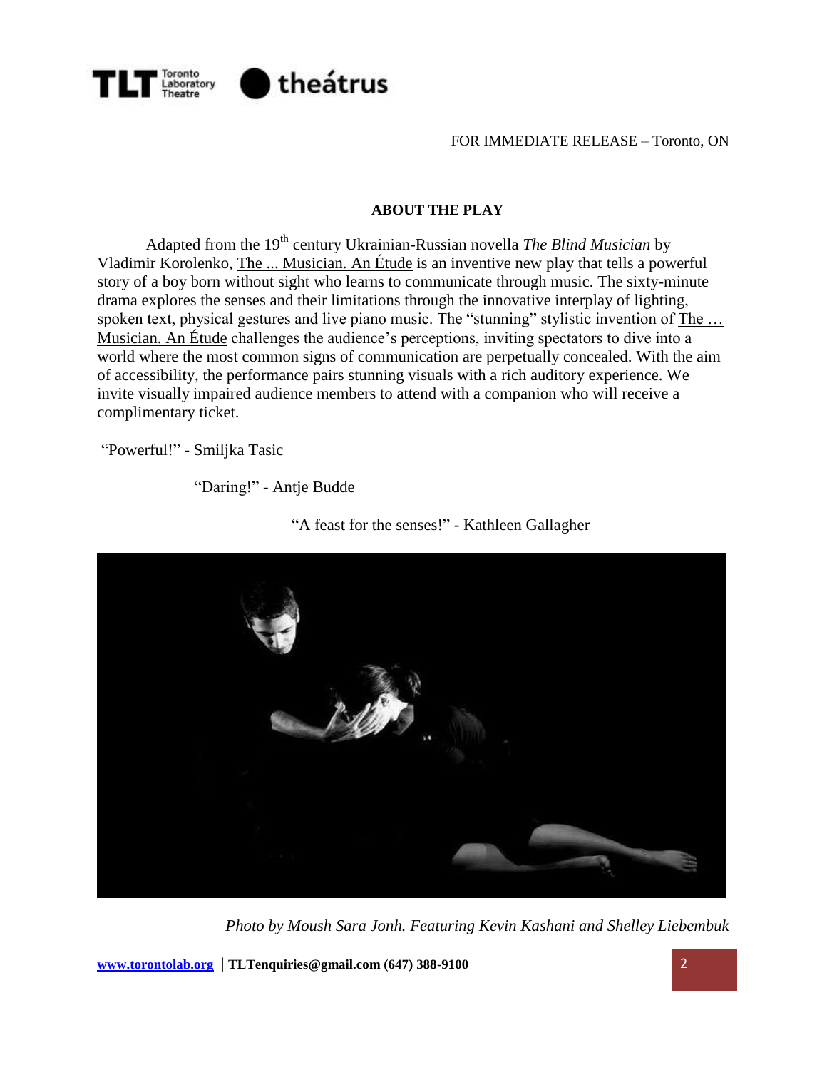FOR IMMEDIATE RELEASE – Toronto, ON

## ABOUT THE PLAY

Adapted from the 19th century Ukrainian-Russian novella *The Blind Musician* by Vladimir Korolenko, The ... Musician. An Étude is an inventive new play that tells a powerful story of a boy born without sight who learns to communicate through music. The sixty-minute drama explores the senses and their limitations through the innovative interplay of lighting, spoken text, physical gestures and live piano music. The "stunning" stylistic invention of The … Musician. An Étude challenges the audience's perceptions, inviting spectators to dive into a world where the most common signs of communication are perpetually concealed. With the aim of accessibility, the performance pairs stunning visuals with a rich auditory experience. We invite visually impaired audience members to attend with a companion who will receive a complimentary ticket.

"Powerful!" - Smiljka Tasic

"Daring!" - Antje Budde

"A feast for the senses!" - Kathleen Gallagher

*Photo by Moush Sara Jonh. Featuring Kevin Kashani and Shelley Liebembuk*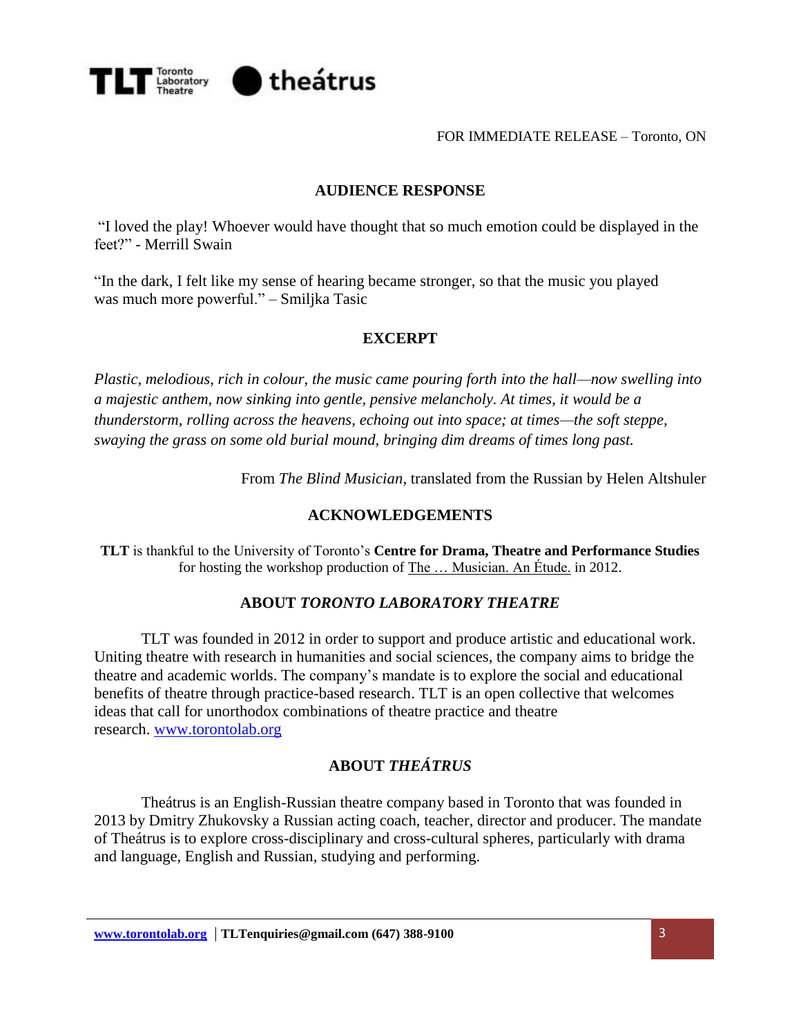FOR IMMEDIATE RELEASE – Toronto, ON

## AUDIENCE RESPONSE

"I loved the play! Whoever would have thought that so much emotion could be displayed in the feet?" - Merrill Swain

"In the dark, I felt like my sense of hearing became stronger, so that the music you played was much more powerful." – Smiljka Tasic

## EXCERPT

*Plastic, melodious, rich in colour, the music came pouring forth into the hall—now swelling into a majestic anthem, now sinking into gentle, pensive melancholy. At times, it would be a thunderstorm, rolling across the heavens, echoing out into space; at times—the soft steppe, swaying the grass on some old burial mound, bringing dim dreams of times long past.*

From *The Blind Musician*, translated from the Russian by Helen Altshuler

## ACKNOWLEDGEMENTS

**TLT** is thankful to the University of Toronto's **Centre for Drama, Theatre and Performance Studies** for hosting the workshop production of The … Musician. An Étude. in 2012.

## ABOUT *TORONTO LABORATORY THEATRE*

TLT was founded in 2012 in order to support and produce artistic and educational work. Uniting theatre with research in humanities and social sciences, the company aims to bridge the theatre and academic worlds. The company's mandate is to explore the social and educational benefits of theatre through practice-based research. TLT is an open collective that welcomes ideas that call for unorthodox combinations of theatre practice and theatre research. www.torontolab.org

## ABOUT *THEÁTRUS*

Theátrus is an English-Russian theatre company based in Toronto that was founded in 2013 by Dmitry Zhukovsky a Russian acting coach, teacher, director and producer. The mandate of Theátrus is to explore cross-disciplinary and cross-cultural spheres, particularly with drama and language, English and Russian, studying and performing.